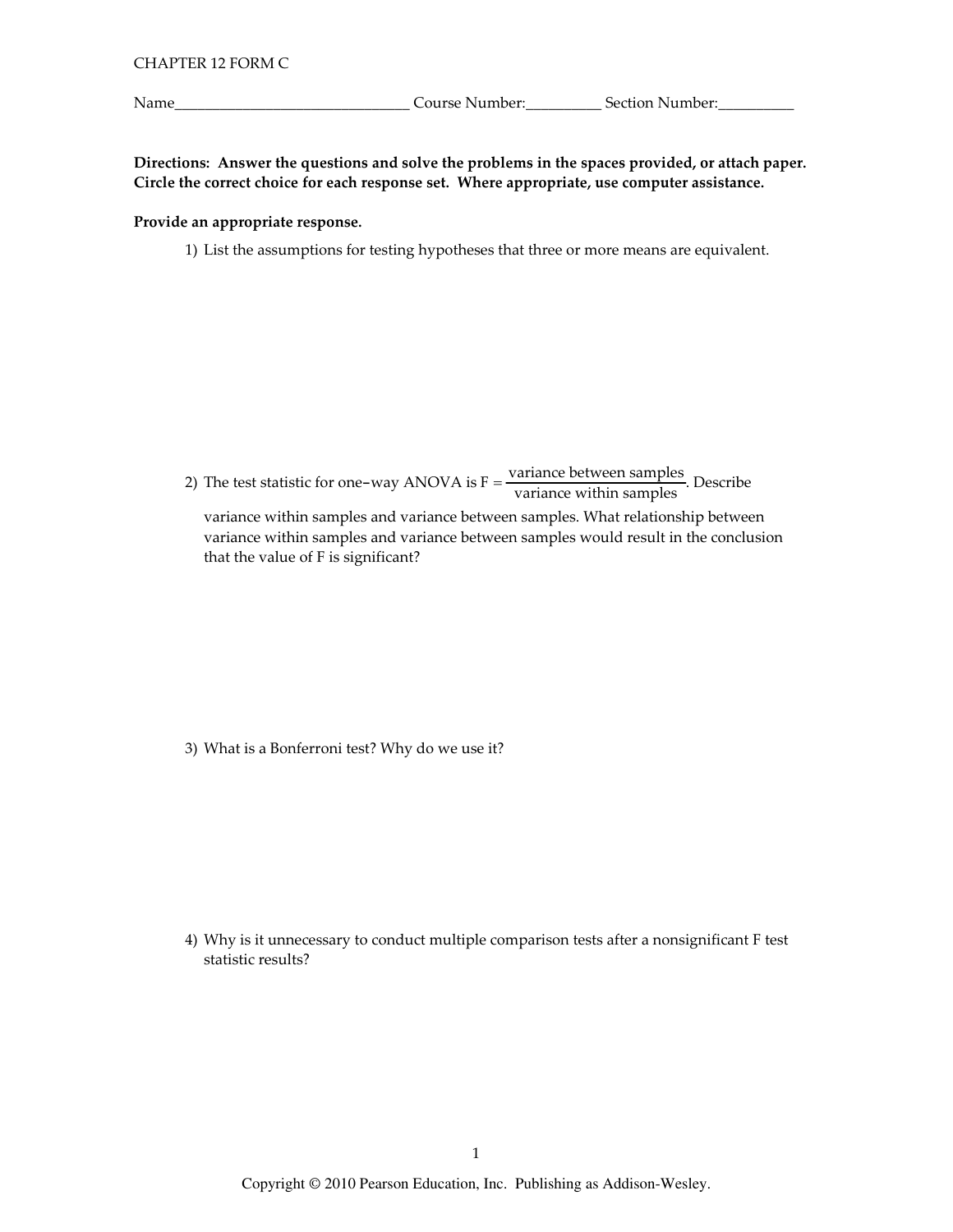CHAPTER 12 FORM C

Name_______________________________ Course Number:__________ Section Number:__________

**Directions: Answer the questions and solve the problems in the spaces provided, or attach paper. Circle the correct choice for each response set. Where appropriate, use computer assistance.**

**Provide an appropriate response.**

1) List the assumptions for testing hypotheses that three or more means are equivalent.

2) The test statistic for one-way ANOVA is $F = \dfrac{\text{variance between samples}}{\text{variance within samples}}$. Describe variance within samples and variance between samples. What relationship between variance within samples and variance between samples would result in the conclusion that the value of F is significant?

3) What is a Bonferroni test? Why do we use it?

4) Why is it unnecessary to conduct multiple comparison tests after a nonsignificant F test statistic results?

Copyright © 2010 Pearson Education, Inc. Publishing as Addison-Wesley.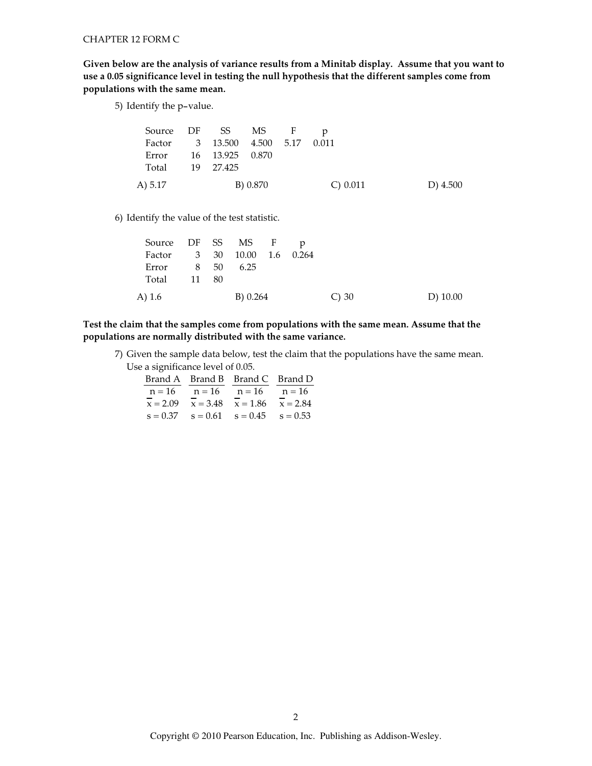**Given below are the analysis of variance results from a Minitab display. Assume that you want to use a 0.05 significance level in testing the null hypothesis that the different samples come from populations with the same mean.**

5) Identify the p-value.

| Source | DF | SS | MS | F | p |
|---|---|---|---|---|---|
| Factor | 3 | 13.500 | 4.500 | 5.17 | 0.011 |
| Error | 16 | 13.925 | 0.870 | | |
| Total | 19 | 27.425 | | | |

A) 5.17 B) 0.870 C) 0.011 D) 4.500

6) Identify the value of the test statistic.

| Source | DF | SS | MS | F | p |
|---|---|---|---|---|---|
| Factor | 3 | 30 | 10.00 | 1.6 | 0.264 |
| Error | 8 | 50 | 6.25 | | |
| Total | 11 | 80 | | | |

A) 1.6 B) 0.264 C) 30 D) 10.00

**Test the claim that the samples come from populations with the same mean. Assume that the populations are normally distributed with the same variance.**

7) Given the sample data below, test the claim that the populations have the same mean. Use a significance level of 0.05.

| Brand A | Brand B | Brand C | Brand D |
|---|---|---|---|
| $n = 16$ | $n = 16$ | $n = 16$ | $n = 16$ |
| $\bar{x} = 2.09$ | $\bar{x} = 3.48$ | $\bar{x} = 1.86$ | $\bar{x} = 2.84$ |
| $s = 0.37$ | $s = 0.61$ | $s = 0.45$ | $s = 0.53$ |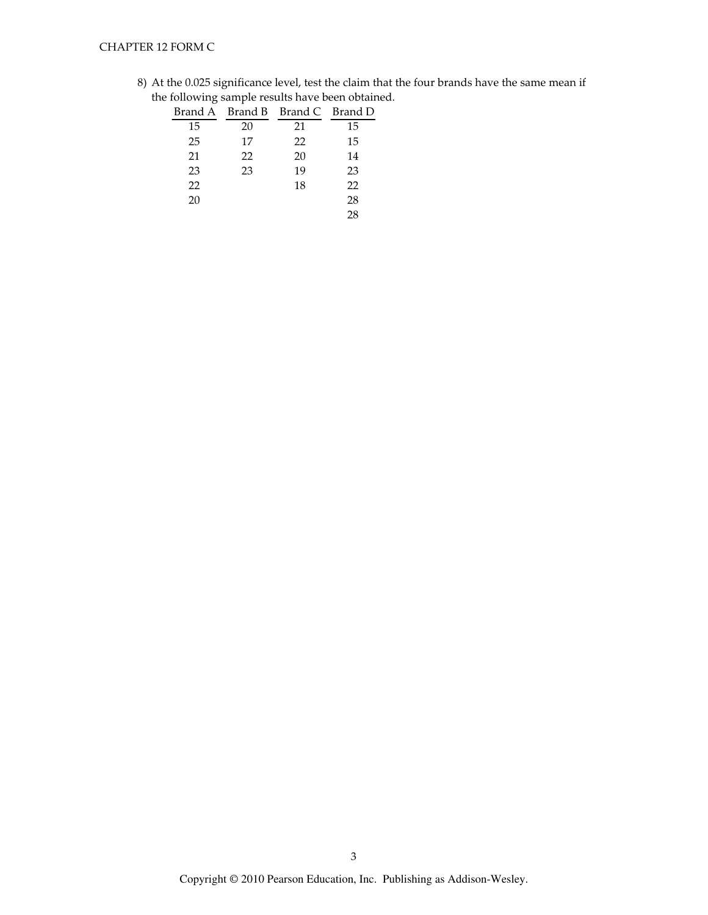8) At the 0.025 significance level, test the claim that the four brands have the same mean if the following sample results have been obtained.

| Brand A | Brand B | Brand C | Brand D |
|---|---|---|---|
| 15 | 20 | 21 | 15 |
| 25 | 17 | 22 | 15 |
| 21 | 22 | 20 | 14 |
| 23 | 23 | 19 | 23 |
| 22 | | 18 | 22 |
| 20 | | | 28 |
| | | | 28 |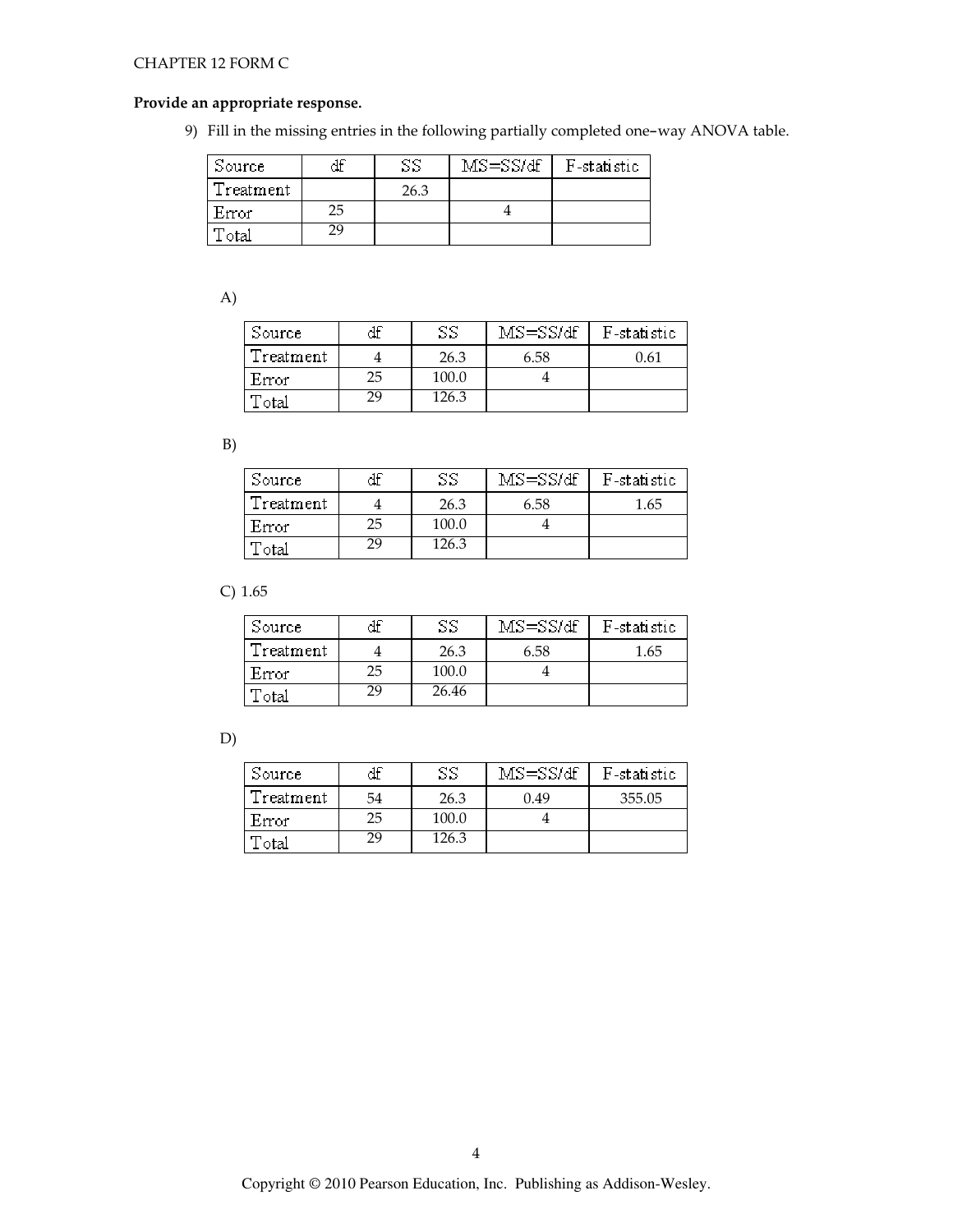CHAPTER 12 FORM C

**Provide an appropriate response.**

9) Fill in the missing entries in the following partially completed one-way ANOVA table.

| Source | df | SS | MS=SS/df | F-statistic |
|---|---|---|---|---|
| Treatment | | 26.3 | | |
| Error | 25 | | 4 | |
| Total | 29 | | | |

A)

| Source | df | SS | MS=SS/df | F-statistic |
|---|---|---|---|---|
| Treatment | 4 | 26.3 | 6.58 | 0.61 |
| Error | 25 | 100.0 | 4 | |
| Total | 29 | 126.3 | | |

B)

| Source | df | SS | MS=SS/df | F-statistic |
|---|---|---|---|---|
| Treatment | 4 | 26.3 | 6.58 | 1.65 |
| Error | 25 | 100.0 | 4 | |
| Total | 29 | 126.3 | | |

C) 1.65

| Source | df | SS | MS=SS/df | F-statistic |
|---|---|---|---|---|
| Treatment | 4 | 26.3 | 6.58 | 1.65 |
| Error | 25 | 100.0 | 4 | |
| Total | 29 | 26.46 | | |

D)

| Source | df | SS | MS=SS/df | F-statistic |
|---|---|---|---|---|
| Treatment | 54 | 26.3 | 0.49 | 355.05 |
| Error | 25 | 100.0 | 4 | |
| Total | 29 | 126.3 | | |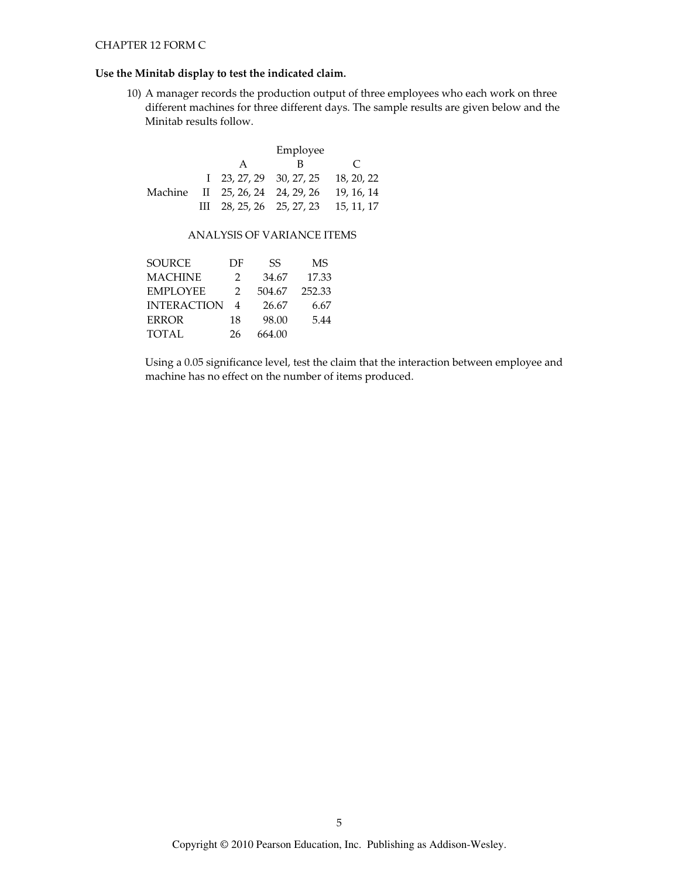CHAPTER 12 FORM C

**Use the Minitab display to test the indicated claim.**

10) A manager records the production output of three employees who each work on three different machines for three different days. The sample results are given below and the Minitab results follow.

| | | Employee | | |
|---|---|---|---|---|
| | | A | B | C |
| | I | 23, 27, 29 | 30, 27, 25 | 18, 20, 22 |
| Machine | II | 25, 26, 24 | 24, 29, 26 | 19, 16, 14 |
| | III | 28, 25, 26 | 25, 27, 23 | 15, 11, 17 |

ANALYSIS OF VARIANCE ITEMS

| SOURCE | DF | SS | MS |
|---|---|---|---|
| MACHINE | 2 | 34.67 | 17.33 |
| EMPLOYEE | 2 | 504.67 | 252.33 |
| INTERACTION | 4 | 26.67 | 6.67 |
| ERROR | 18 | 98.00 | 5.44 |
| TOTAL | 26 | 664.00 | |

Using a 0.05 significance level, test the claim that the interaction between employee and machine has no effect on the number of items produced.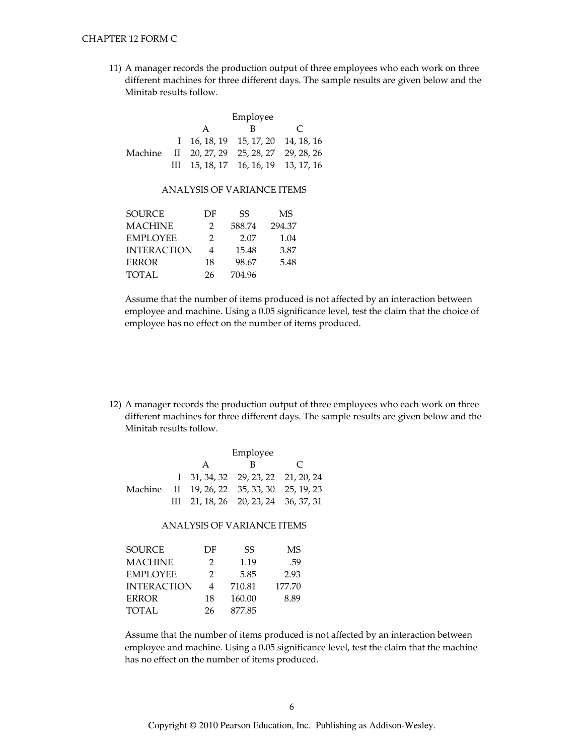11) A manager records the production output of three employees who each work on three different machines for three different days. The sample results are given below and the Minitab results follow.

| | | Employee | | |
|---|---|---|---|---|
| | | A | B | C |
| | I | 16, 18, 19 | 15, 17, 20 | 14, 18, 16 |
| Machine | II | 20, 27, 29 | 25, 28, 27 | 29, 28, 26 |
| | III | 15, 18, 17 | 16, 16, 19 | 13, 17, 16 |

ANALYSIS OF VARIANCE ITEMS

| SOURCE | DF | SS | MS |
|---|---|---|---|
| MACHINE | 2 | 588.74 | 294.37 |
| EMPLOYEE | 2 | 2.07 | 1.04 |
| INTERACTION | 4 | 15.48 | 3.87 |
| ERROR | 18 | 98.67 | 5.48 |
| TOTAL | 26 | 704.96 | |

Assume that the number of items produced is not affected by an interaction between employee and machine. Using a 0.05 significance level, test the claim that the choice of employee has no effect on the number of items produced.

12) A manager records the production output of three employees who each work on three different machines for three different days. The sample results are given below and the Minitab results follow.

| | | Employee | | |
|---|---|---|---|---|
| | | A | B | C |
| | I | 31, 34, 32 | 29, 23, 22 | 21, 20, 24 |
| Machine | II | 19, 26, 22 | 35, 33, 30 | 25, 19, 23 |
| | III | 21, 18, 26 | 20, 23, 24 | 36, 37, 31 |

ANALYSIS OF VARIANCE ITEMS

| SOURCE | DF | SS | MS |
|---|---|---|---|
| MACHINE | 2 | 1.19 | .59 |
| EMPLOYEE | 2 | 5.85 | 2.93 |
| INTERACTION | 4 | 710.81 | 177.70 |
| ERROR | 18 | 160.00 | 8.89 |
| TOTAL | 26 | 877.85 | |

Assume that the number of items produced is not affected by an interaction between employee and machine. Using a 0.05 significance level, test the claim that the machine has no effect on the number of items produced.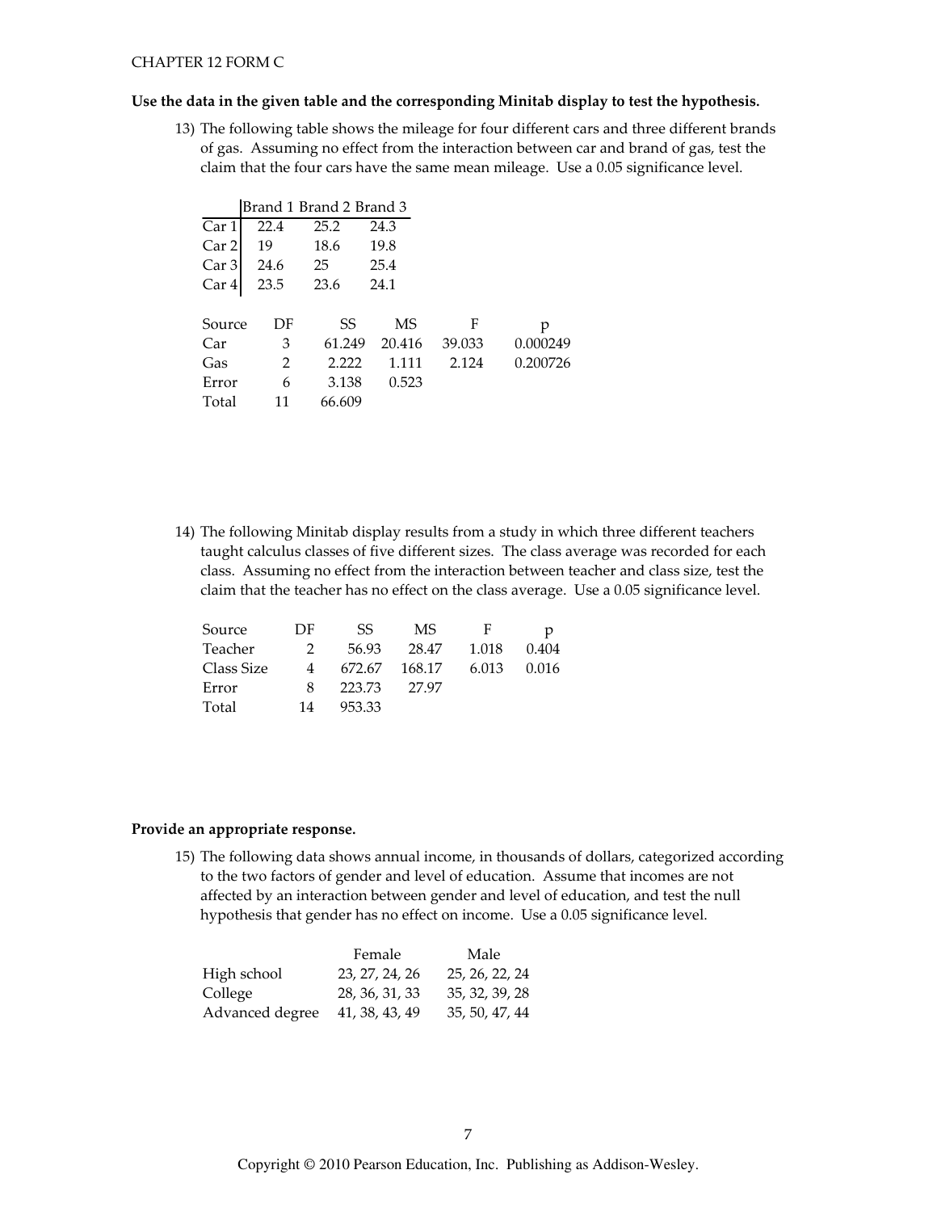**Use the data in the given table and the corresponding Minitab display to test the hypothesis.**

13) The following table shows the mileage for four different cars and three different brands of gas. Assuming no effect from the interaction between car and brand of gas, test the claim that the four cars have the same mean mileage. Use a 0.05 significance level.

| | Brand 1 | Brand 2 | Brand 3 |
|---|---|---|---|
| Car 1 | 22.4 | 25.2 | 24.3 |
| Car 2 | 19 | 18.6 | 19.8 |
| Car 3 | 24.6 | 25 | 25.4 |
| Car 4 | 23.5 | 23.6 | 24.1 |

| Source | DF | SS | MS | F | p |
|---|---|---|---|---|---|
| Car | 3 | 61.249 | 20.416 | 39.033 | 0.000249 |
| Gas | 2 | 2.222 | 1.111 | 2.124 | 0.200726 |
| Error | 6 | 3.138 | 0.523 | | |
| Total | 11 | 66.609 | | | |

14) The following Minitab display results from a study in which three different teachers taught calculus classes of five different sizes. The class average was recorded for each class. Assuming no effect from the interaction between teacher and class size, test the claim that the teacher has no effect on the class average. Use a 0.05 significance level.

| Source | DF | SS | MS | F | p |
|---|---|---|---|---|---|
| Teacher | 2 | 56.93 | 28.47 | 1.018 | 0.404 |
| Class Size | 4 | 672.67 | 168.17 | 6.013 | 0.016 |
| Error | 8 | 223.73 | 27.97 | | |
| Total | 14 | 953.33 | | | |

**Provide an appropriate response.**

15) The following data shows annual income, in thousands of dollars, categorized according to the two factors of gender and level of education. Assume that incomes are not affected by an interaction between gender and level of education, and test the null hypothesis that gender has no effect on income. Use a 0.05 significance level.

| | Female | Male |
|---|---|---|
| High school | 23, 27, 24, 26 | 25, 26, 22, 24 |
| College | 28, 36, 31, 33 | 35, 32, 39, 28 |
| Advanced degree | 41, 38, 43, 49 | 35, 50, 47, 44 |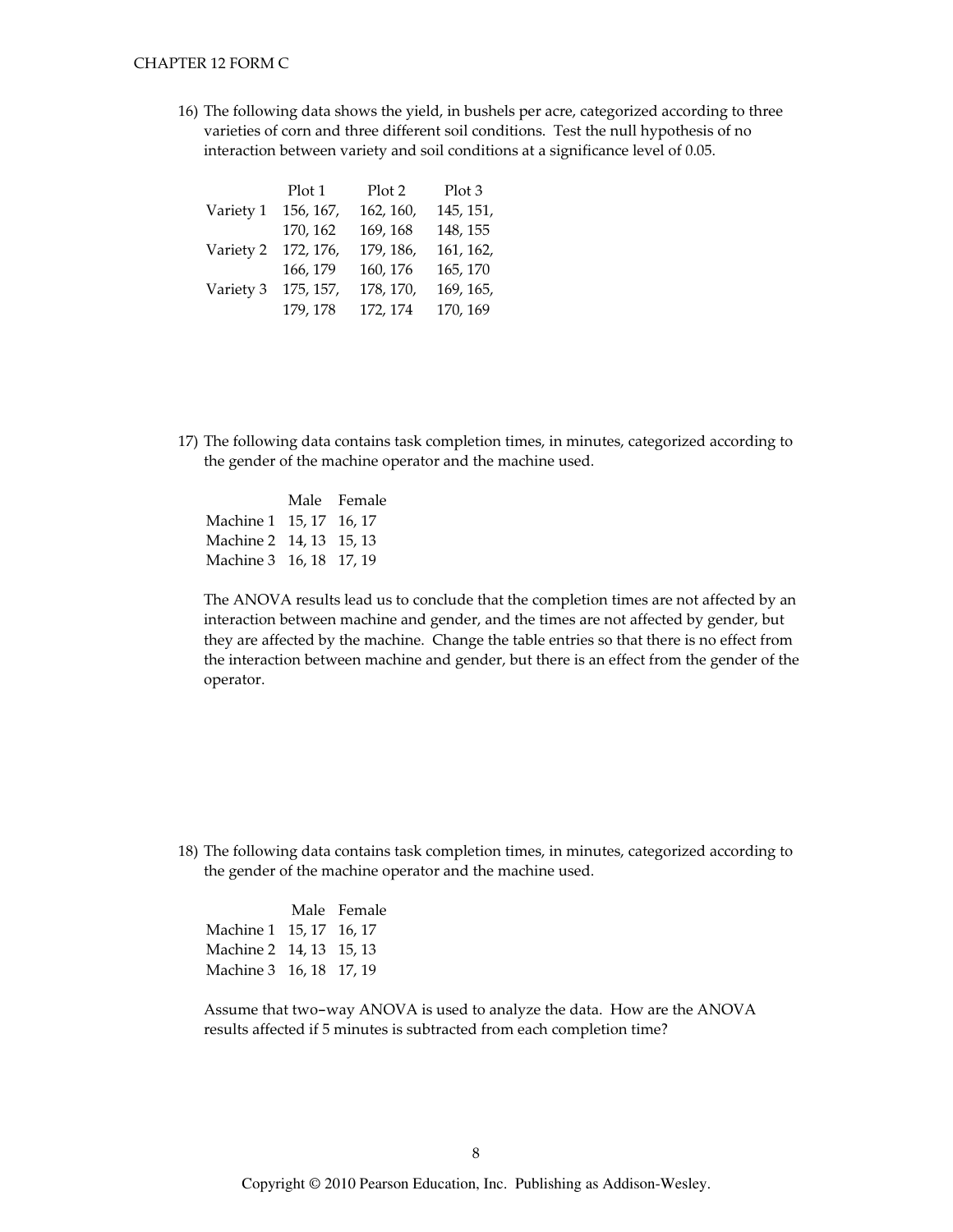16) The following data shows the yield, in bushels per acre, categorized according to three varieties of corn and three different soil conditions. Test the null hypothesis of no interaction between variety and soil conditions at a significance level of 0.05.

| | Plot 1 | Plot 2 | Plot 3 |
|---|---|---|---|
| Variety 1 | 156, 167, 170, 162 | 162, 160, 169, 168 | 145, 151, 148, 155 |
| Variety 2 | 172, 176, 166, 179 | 179, 186, 160, 176 | 161, 162, 165, 170 |
| Variety 3 | 175, 157, 179, 178 | 178, 170, 172, 174 | 169, 165, 170, 169 |

17) The following data contains task completion times, in minutes, categorized according to the gender of the machine operator and the machine used.

| | Male | Female |
|---|---|---|
| Machine 1 | 15, 17 | 16, 17 |
| Machine 2 | 14, 13 | 15, 13 |
| Machine 3 | 16, 18 | 17, 19 |

The ANOVA results lead us to conclude that the completion times are not affected by an interaction between machine and gender, and the times are not affected by gender, but they are affected by the machine. Change the table entries so that there is no effect from the interaction between machine and gender, but there is an effect from the gender of the operator.

18) The following data contains task completion times, in minutes, categorized according to the gender of the machine operator and the machine used.

| | Male | Female |
|---|---|---|
| Machine 1 | 15, 17 | 16, 17 |
| Machine 2 | 14, 13 | 15, 13 |
| Machine 3 | 16, 18 | 17, 19 |

Assume that two-way ANOVA is used to analyze the data. How are the ANOVA results affected if 5 minutes is subtracted from each completion time?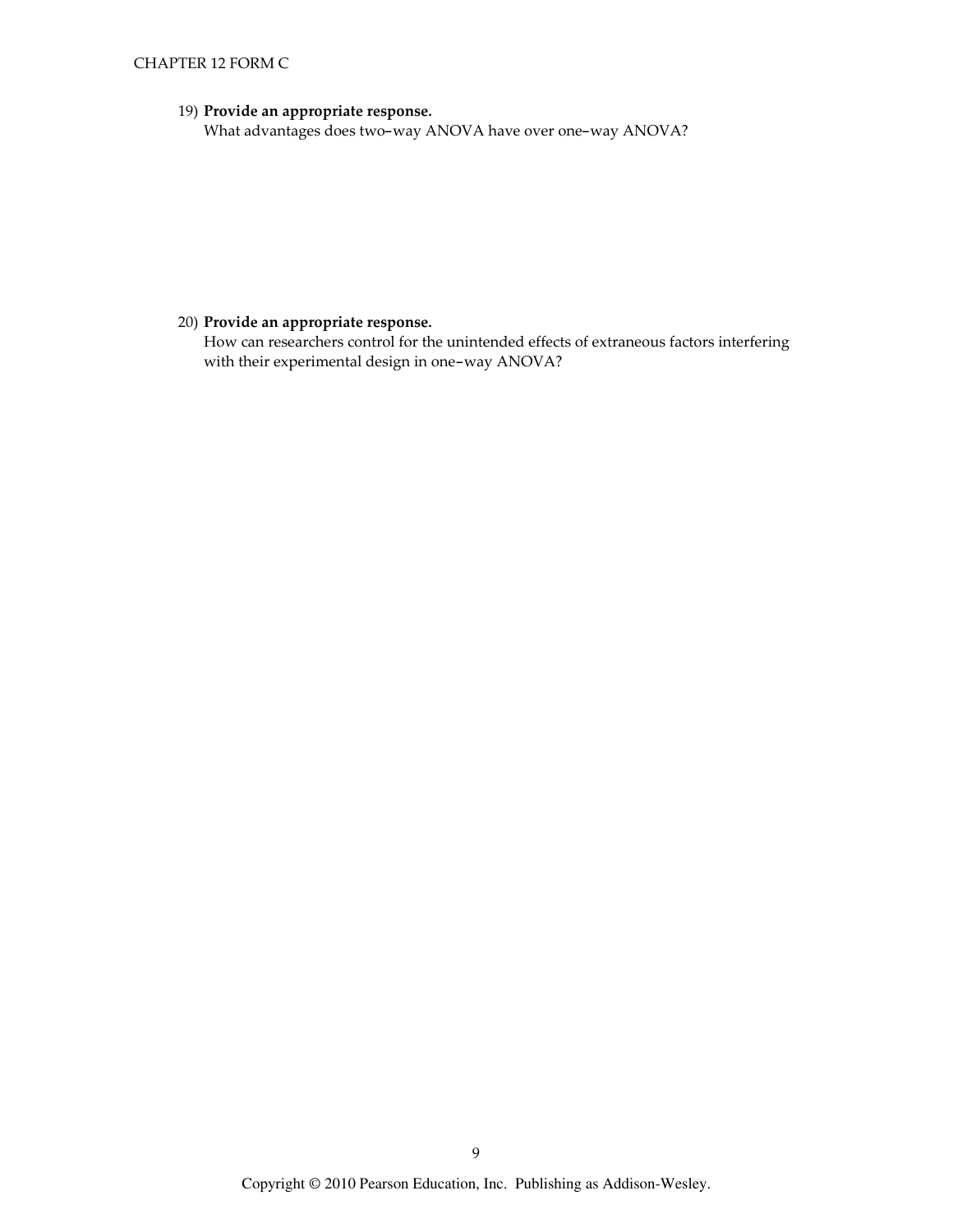19) **Provide an appropriate response.**
What advantages does two–way ANOVA have over one–way ANOVA?

20) **Provide an appropriate response.**
How can researchers control for the unintended effects of extraneous factors interfering with their experimental design in one–way ANOVA?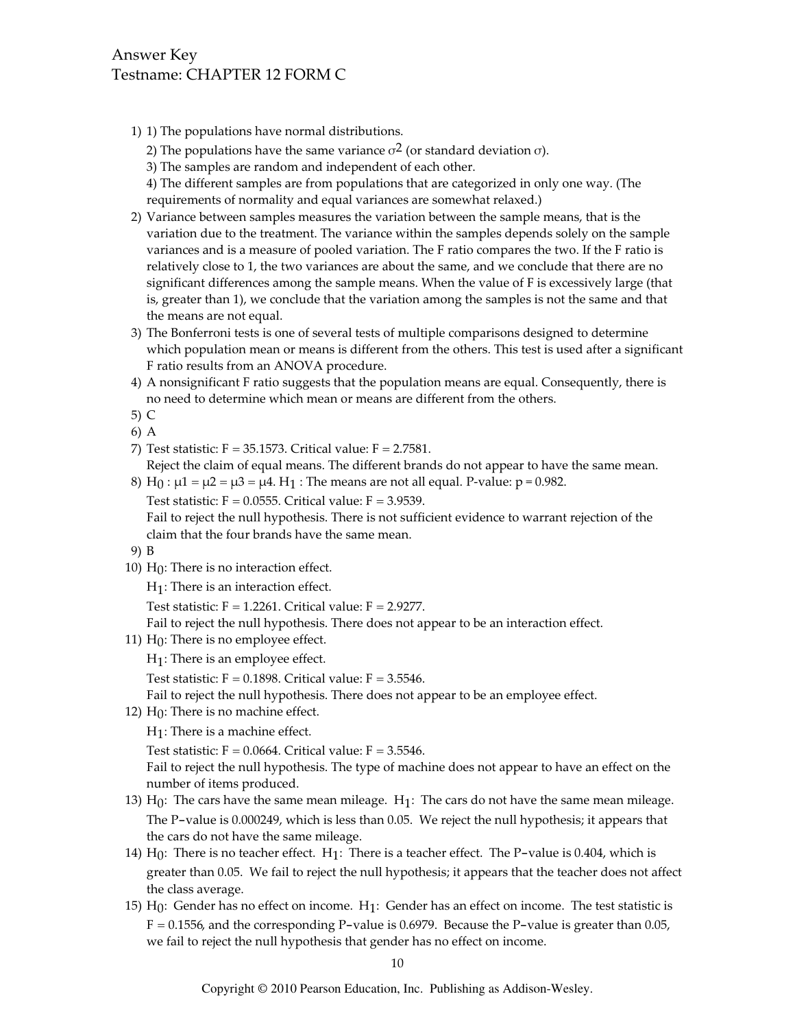Answer Key
Testname: CHAPTER 12 FORM C

1) 1) The populations have normal distributions.
   2) The populations have the same variance $\sigma^2$ (or standard deviation $\sigma$).
   3) The samples are random and independent of each other.
   4) The different samples are from populations that are categorized in only one way. (The requirements of normality and equal variances are somewhat relaxed.)
2) Variance between samples measures the variation between the sample means, that is the variation due to the treatment. The variance within the samples depends solely on the sample variances and is a measure of pooled variation. The F ratio compares the two. If the F ratio is relatively close to 1, the two variances are about the same, and we conclude that there are no significant differences among the sample means. When the value of F is excessively large (that is, greater than 1), we conclude that the variation among the samples is not the same and that the means are not equal.
3) The Bonferroni tests is one of several tests of multiple comparisons designed to determine which population mean or means is different from the others. This test is used after a significant F ratio results from an ANOVA procedure.
4) A nonsignificant F ratio suggests that the population means are equal. Consequently, there is no need to determine which mean or means are different from the others.
5) C
6) A
7) Test statistic: F = 35.1573. Critical value: F = 2.7581.
   Reject the claim of equal means. The different brands do not appear to have the same mean.
8) $H_0 : \mu 1 = \mu 2 = \mu 3 = \mu 4$. $H_1$ : The means are not all equal. P-value: p = 0.982.
   Test statistic: F = 0.0555. Critical value: F = 3.9539.
   Fail to reject the null hypothesis. There is not sufficient evidence to warrant rejection of the claim that the four brands have the same mean.
9) B
10) $H_0$: There is no interaction effect.
    $H_1$: There is an interaction effect.
    Test statistic: F = 1.2261. Critical value: F = 2.9277.
    Fail to reject the null hypothesis. There does not appear to be an interaction effect.
11) $H_0$: There is no employee effect.
    $H_1$: There is an employee effect.
    Test statistic: F = 0.1898. Critical value: F = 3.5546.
    Fail to reject the null hypothesis. There does not appear to be an employee effect.
12) $H_0$: There is no machine effect.
    $H_1$: There is a machine effect.
    Test statistic: F = 0.0664. Critical value: F = 3.5546.
    Fail to reject the null hypothesis. The type of machine does not appear to have an effect on the number of items produced.
13) $H_0$: The cars have the same mean mileage. $H_1$: The cars do not have the same mean mileage. The P-value is 0.000249, which is less than 0.05. We reject the null hypothesis; it appears that the cars do not have the same mileage.
14) $H_0$: There is no teacher effect. $H_1$: There is a teacher effect. The P-value is 0.404, which is greater than 0.05. We fail to reject the null hypothesis; it appears that the teacher does not affect the class average.
15) $H_0$: Gender has no effect on income. $H_1$: Gender has an effect on income. The test statistic is F = 0.1556, and the corresponding P-value is 0.6979. Because the P-value is greater than 0.05, we fail to reject the null hypothesis that gender has no effect on income.

Copyright © 2010 Pearson Education, Inc. Publishing as Addison-Wesley.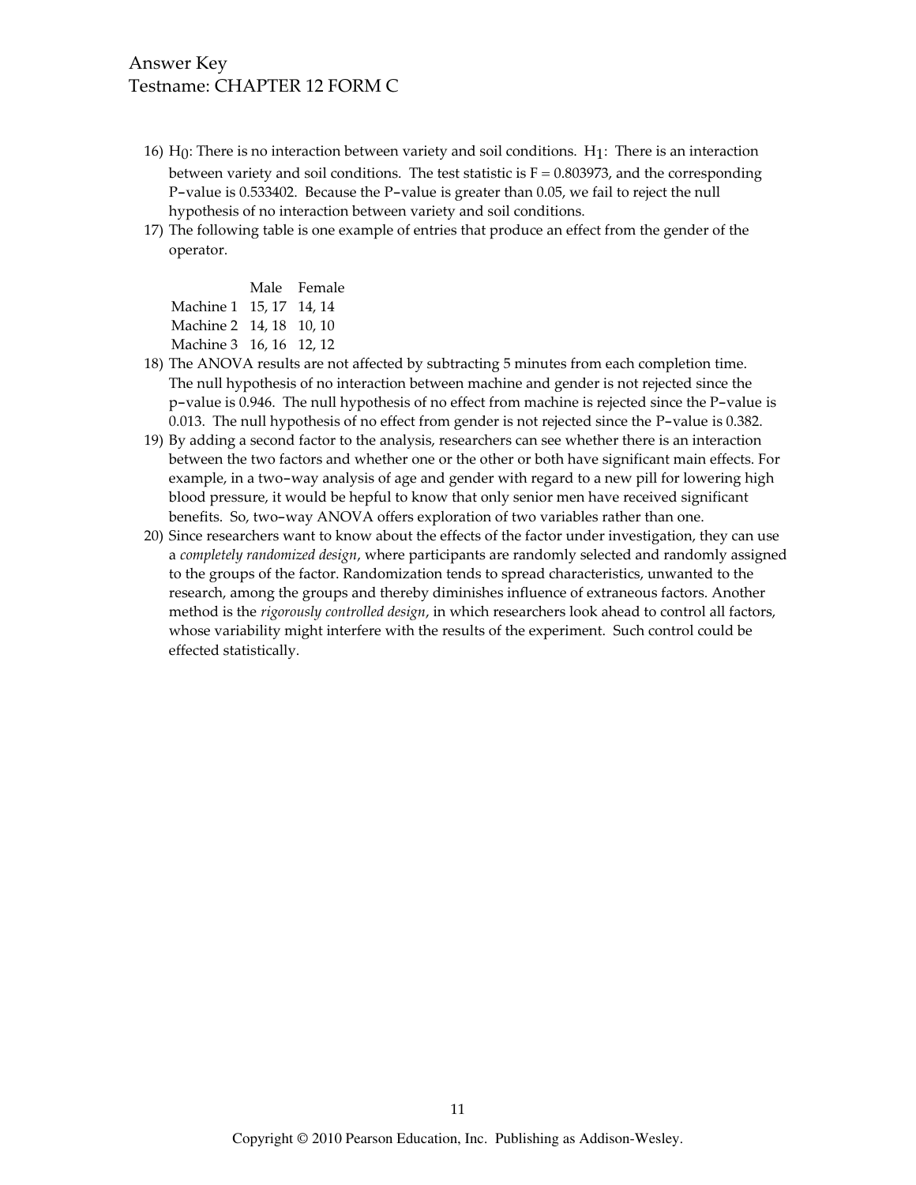16) $H_0$: There is no interaction between variety and soil conditions. $H_1$: There is an interaction between variety and soil conditions. The test statistic is $F = 0.803973$, and the corresponding P–value is 0.533402. Because the P–value is greater than 0.05, we fail to reject the null hypothesis of no interaction between variety and soil conditions.

17) The following table is one example of entries that produce an effect from the gender of the operator.

| | Male | Female |
|---|---|---|
| Machine 1 | 15, 17 | 14, 14 |
| Machine 2 | 14, 18 | 10, 10 |
| Machine 3 | 16, 16 | 12, 12 |

18) The ANOVA results are not affected by subtracting 5 minutes from each completion time. The null hypothesis of no interaction between machine and gender is not rejected since the p–value is 0.946. The null hypothesis of no effect from machine is rejected since the P–value is 0.013. The null hypothesis of no effect from gender is not rejected since the P–value is 0.382.

19) By adding a second factor to the analysis, researchers can see whether there is an interaction between the two factors and whether one or the other or both have significant main effects. For example, in a two–way analysis of age and gender with regard to a new pill for lowering high blood pressure, it would be hepful to know that only senior men have received significant benefits. So, two–way ANOVA offers exploration of two variables rather than one.

20) Since researchers want to know about the effects of the factor under investigation, they can use a *completely randomized design*, where participants are randomly selected and randomly assigned to the groups of the factor. Randomization tends to spread characteristics, unwanted to the research, among the groups and thereby diminishes influence of extraneous factors. Another method is the *rigorously controlled design*, in which researchers look ahead to control all factors, whose variability might interfere with the results of the experiment. Such control could be effected statistically.